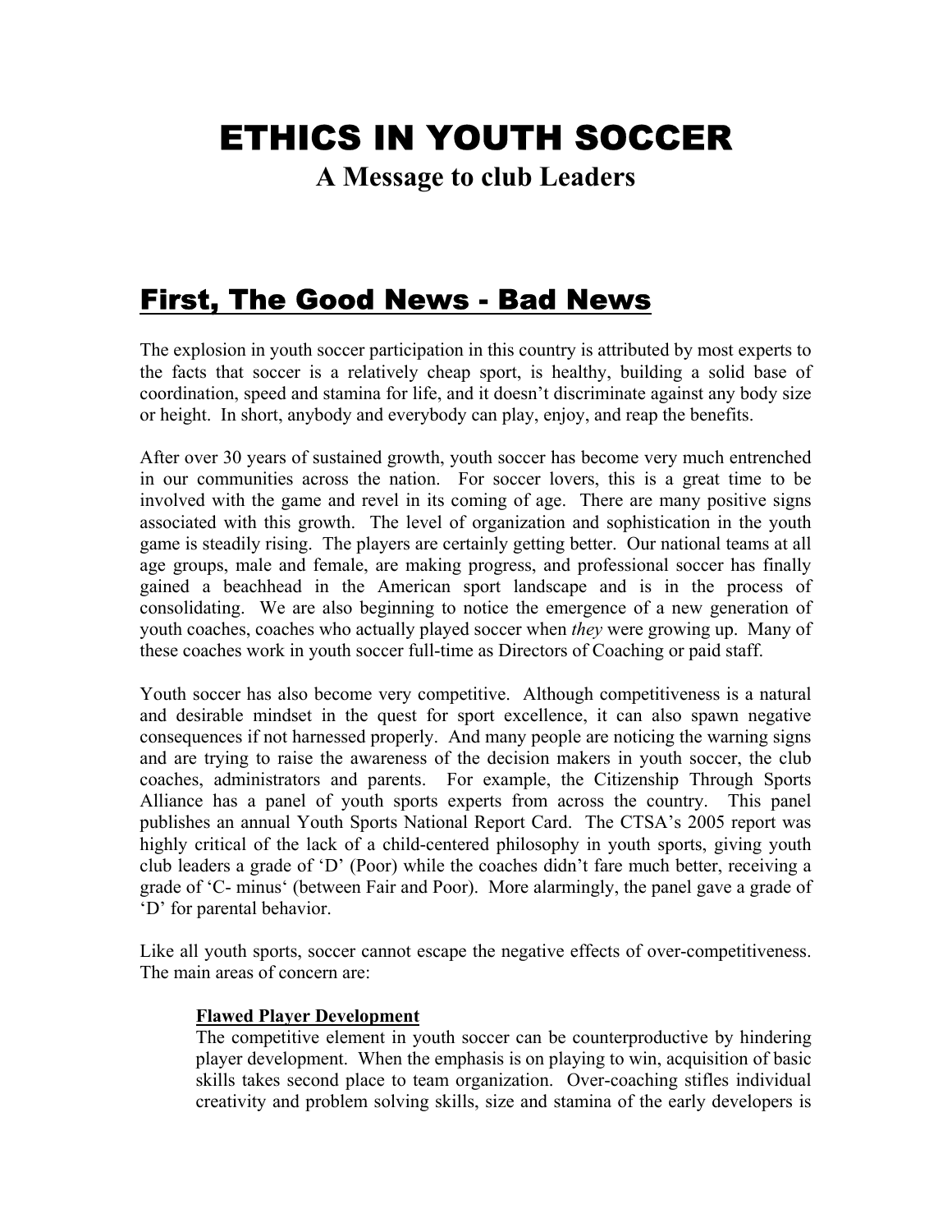# ETHICS IN YOUTH SOCCER

**A Message to club Leaders**

## First, The Good News - Bad News

The explosion in youth soccer participation in this country is attributed by most experts to the facts that soccer is a relatively cheap sport, is healthy, building a solid base of coordination, speed and stamina for life, and it doesn't discriminate against any body size or height. In short, anybody and everybody can play, enjoy, and reap the benefits.

After over 30 years of sustained growth, youth soccer has become very much entrenched in our communities across the nation. For soccer lovers, this is a great time to be involved with the game and revel in its coming of age. There are many positive signs associated with this growth. The level of organization and sophistication in the youth game is steadily rising. The players are certainly getting better. Our national teams at all age groups, male and female, are making progress, and professional soccer has finally gained a beachhead in the American sport landscape and is in the process of consolidating. We are also beginning to notice the emergence of a new generation of youth coaches, coaches who actually played soccer when *they* were growing up. Many of these coaches work in youth soccer full-time as Directors of Coaching or paid staff.

Youth soccer has also become very competitive. Although competitiveness is a natural and desirable mindset in the quest for sport excellence, it can also spawn negative consequences if not harnessed properly. And many people are noticing the warning signs and are trying to raise the awareness of the decision makers in youth soccer, the club coaches, administrators and parents. For example, the Citizenship Through Sports Alliance has a panel of youth sports experts from across the country. This panel publishes an annual Youth Sports National Report Card. The CTSA's 2005 report was highly critical of the lack of a child-centered philosophy in youth sports, giving youth club leaders a grade of 'D' (Poor) while the coaches didn't fare much better, receiving a grade of 'C- minus' (between Fair and Poor). More alarmingly, the panel gave a grade of 'D' for parental behavior.

Like all youth sports, soccer cannot escape the negative effects of over-competitiveness. The main areas of concern are:

**Flawed Player Development**
The competitive element in youth soccer can be counterproductive by hindering player development. When the emphasis is on playing to win, acquisition of basic skills takes second place to team organization. Over-coaching stifles individual creativity and problem solving skills, size and stamina of the early developers is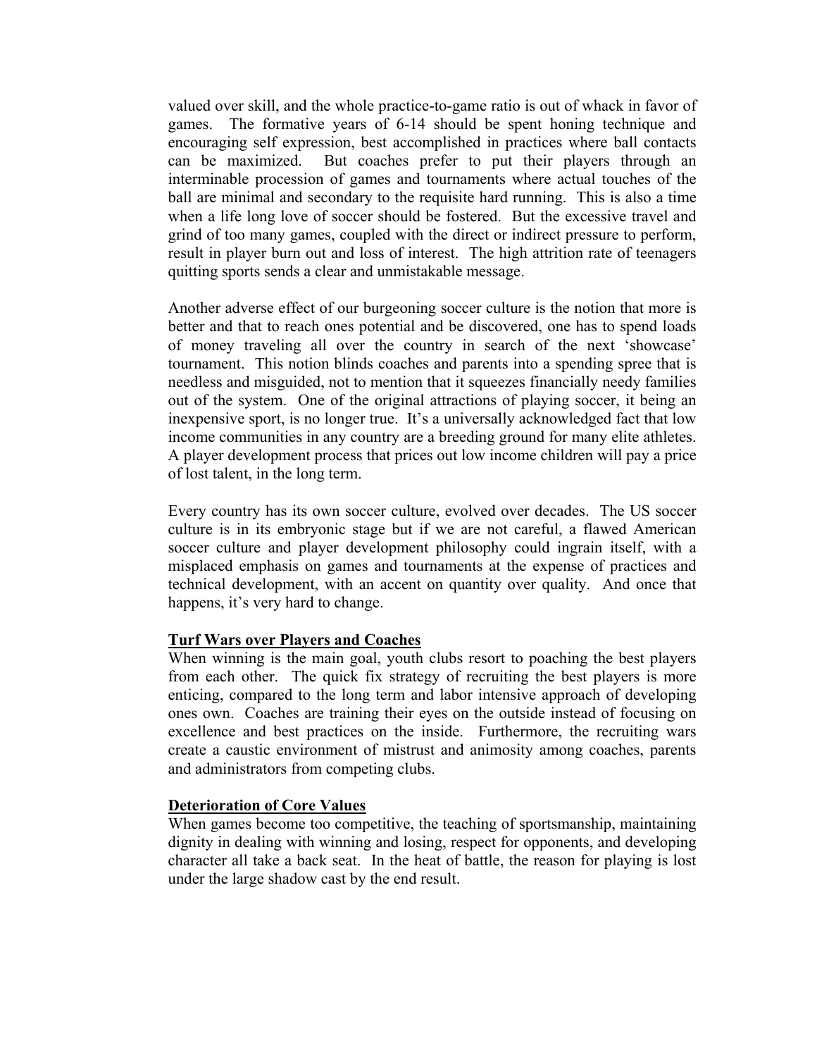valued over skill, and the whole practice-to-game ratio is out of whack in favor of games. The formative years of 6-14 should be spent honing technique and encouraging self expression, best accomplished in practices where ball contacts can be maximized. But coaches prefer to put their players through an interminable procession of games and tournaments where actual touches of the ball are minimal and secondary to the requisite hard running. This is also a time when a life long love of soccer should be fostered. But the excessive travel and grind of too many games, coupled with the direct or indirect pressure to perform, result in player burn out and loss of interest. The high attrition rate of teenagers quitting sports sends a clear and unmistakable message.

Another adverse effect of our burgeoning soccer culture is the notion that more is better and that to reach ones potential and be discovered, one has to spend loads of money traveling all over the country in search of the next 'showcase' tournament. This notion blinds coaches and parents into a spending spree that is needless and misguided, not to mention that it squeezes financially needy families out of the system. One of the original attractions of playing soccer, it being an inexpensive sport, is no longer true. It's a universally acknowledged fact that low income communities in any country are a breeding ground for many elite athletes. A player development process that prices out low income children will pay a price of lost talent, in the long term.

Every country has its own soccer culture, evolved over decades. The US soccer culture is in its embryonic stage but if we are not careful, a flawed American soccer culture and player development philosophy could ingrain itself, with a misplaced emphasis on games and tournaments at the expense of practices and technical development, with an accent on quantity over quality. And once that happens, it's very hard to change.

**Turf Wars over Players and Coaches**

When winning is the main goal, youth clubs resort to poaching the best players from each other. The quick fix strategy of recruiting the best players is more enticing, compared to the long term and labor intensive approach of developing ones own. Coaches are training their eyes on the outside instead of focusing on excellence and best practices on the inside. Furthermore, the recruiting wars create a caustic environment of mistrust and animosity among coaches, parents and administrators from competing clubs.

**Deterioration of Core Values**

When games become too competitive, the teaching of sportsmanship, maintaining dignity in dealing with winning and losing, respect for opponents, and developing character all take a back seat. In the heat of battle, the reason for playing is lost under the large shadow cast by the end result.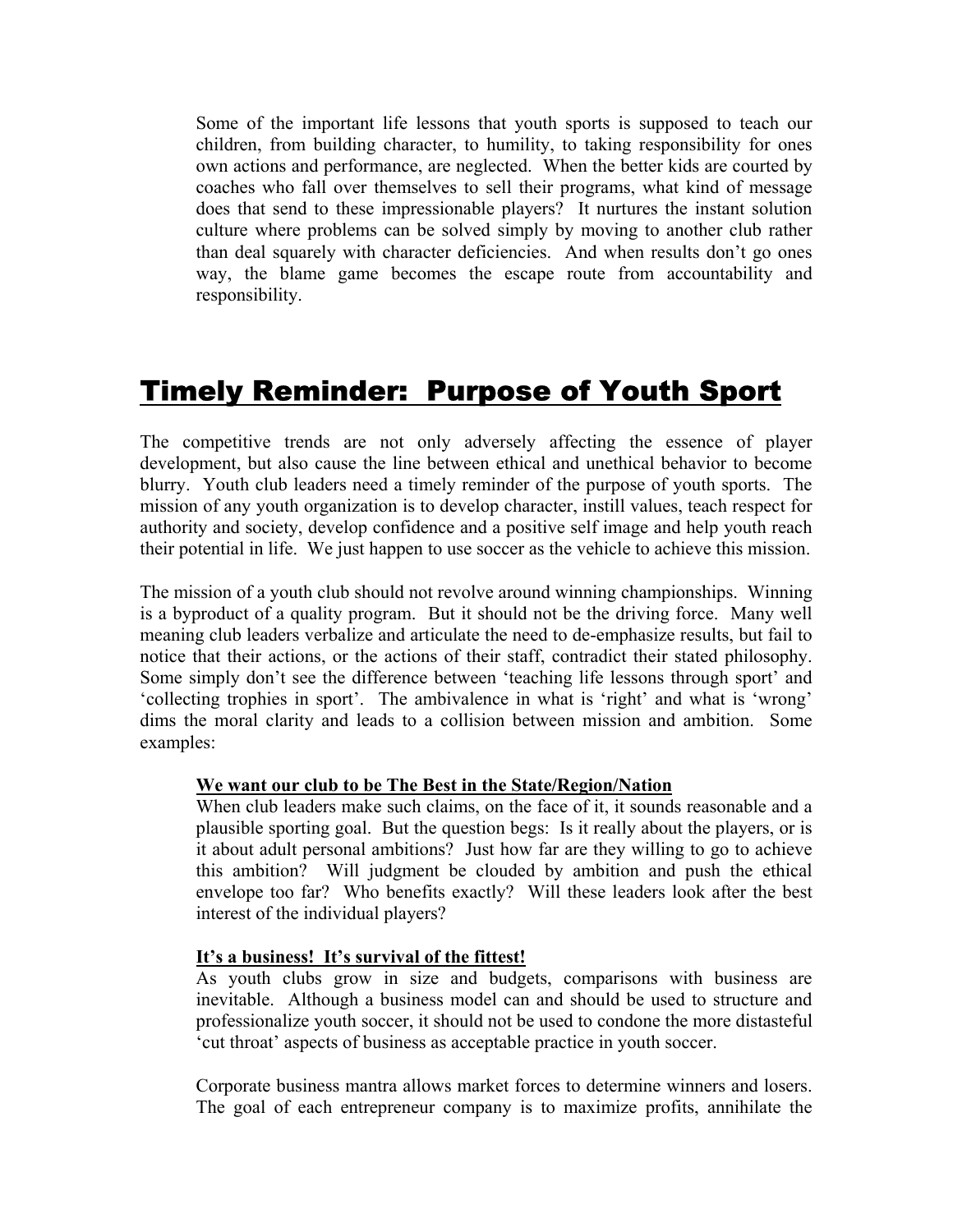Some of the important life lessons that youth sports is supposed to teach our children, from building character, to humility, to taking responsibility for ones own actions and performance, are neglected. When the better kids are courted by coaches who fall over themselves to sell their programs, what kind of message does that send to these impressionable players? It nurtures the instant solution culture where problems can be solved simply by moving to another club rather than deal squarely with character deficiencies. And when results don't go ones way, the blame game becomes the escape route from accountability and responsibility.

## Timely Reminder: Purpose of Youth Sport

The competitive trends are not only adversely affecting the essence of player development, but also cause the line between ethical and unethical behavior to become blurry. Youth club leaders need a timely reminder of the purpose of youth sports. The mission of any youth organization is to develop character, instill values, teach respect for authority and society, develop confidence and a positive self image and help youth reach their potential in life. We just happen to use soccer as the vehicle to achieve this mission.

The mission of a youth club should not revolve around winning championships. Winning is a byproduct of a quality program. But it should not be the driving force. Many well meaning club leaders verbalize and articulate the need to de-emphasize results, but fail to notice that their actions, or the actions of their staff, contradict their stated philosophy. Some simply don't see the difference between 'teaching life lessons through sport' and 'collecting trophies in sport'. The ambivalence in what is 'right' and what is 'wrong' dims the moral clarity and leads to a collision between mission and ambition. Some examples:

**We want our club to be The Best in the State/Region/Nation**

When club leaders make such claims, on the face of it, it sounds reasonable and a plausible sporting goal. But the question begs: Is it really about the players, or is it about adult personal ambitions? Just how far are they willing to go to achieve this ambition? Will judgment be clouded by ambition and push the ethical envelope too far? Who benefits exactly? Will these leaders look after the best interest of the individual players?

**It's a business! It's survival of the fittest!**

As youth clubs grow in size and budgets, comparisons with business are inevitable. Although a business model can and should be used to structure and professionalize youth soccer, it should not be used to condone the more distasteful 'cut throat' aspects of business as acceptable practice in youth soccer.

Corporate business mantra allows market forces to determine winners and losers. The goal of each entrepreneur company is to maximize profits, annihilate the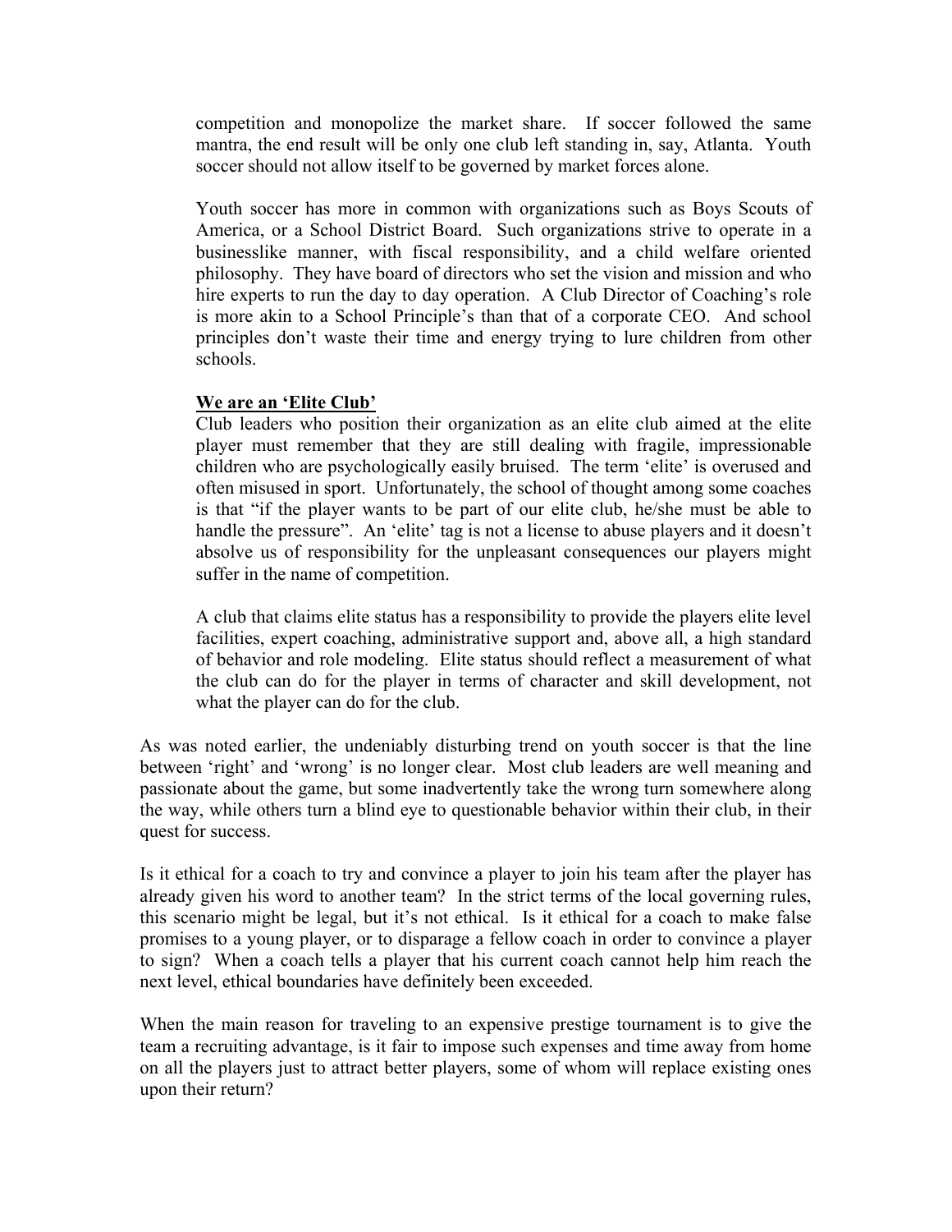competition and monopolize the market share. If soccer followed the same mantra, the end result will be only one club left standing in, say, Atlanta. Youth soccer should not allow itself to be governed by market forces alone.

Youth soccer has more in common with organizations such as Boys Scouts of America, or a School District Board. Such organizations strive to operate in a businesslike manner, with fiscal responsibility, and a child welfare oriented philosophy. They have board of directors who set the vision and mission and who hire experts to run the day to day operation. A Club Director of Coaching's role is more akin to a School Principle's than that of a corporate CEO. And school principles don't waste their time and energy trying to lure children from other schools.

**We are an 'Elite Club'**

Club leaders who position their organization as an elite club aimed at the elite player must remember that they are still dealing with fragile, impressionable children who are psychologically easily bruised. The term 'elite' is overused and often misused in sport. Unfortunately, the school of thought among some coaches is that "if the player wants to be part of our elite club, he/she must be able to handle the pressure". An 'elite' tag is not a license to abuse players and it doesn't absolve us of responsibility for the unpleasant consequences our players might suffer in the name of competition.

A club that claims elite status has a responsibility to provide the players elite level facilities, expert coaching, administrative support and, above all, a high standard of behavior and role modeling. Elite status should reflect a measurement of what the club can do for the player in terms of character and skill development, not what the player can do for the club.

As was noted earlier, the undeniably disturbing trend on youth soccer is that the line between 'right' and 'wrong' is no longer clear. Most club leaders are well meaning and passionate about the game, but some inadvertently take the wrong turn somewhere along the way, while others turn a blind eye to questionable behavior within their club, in their quest for success.

Is it ethical for a coach to try and convince a player to join his team after the player has already given his word to another team? In the strict terms of the local governing rules, this scenario might be legal, but it's not ethical. Is it ethical for a coach to make false promises to a young player, or to disparage a fellow coach in order to convince a player to sign? When a coach tells a player that his current coach cannot help him reach the next level, ethical boundaries have definitely been exceeded.

When the main reason for traveling to an expensive prestige tournament is to give the team a recruiting advantage, is it fair to impose such expenses and time away from home on all the players just to attract better players, some of whom will replace existing ones upon their return?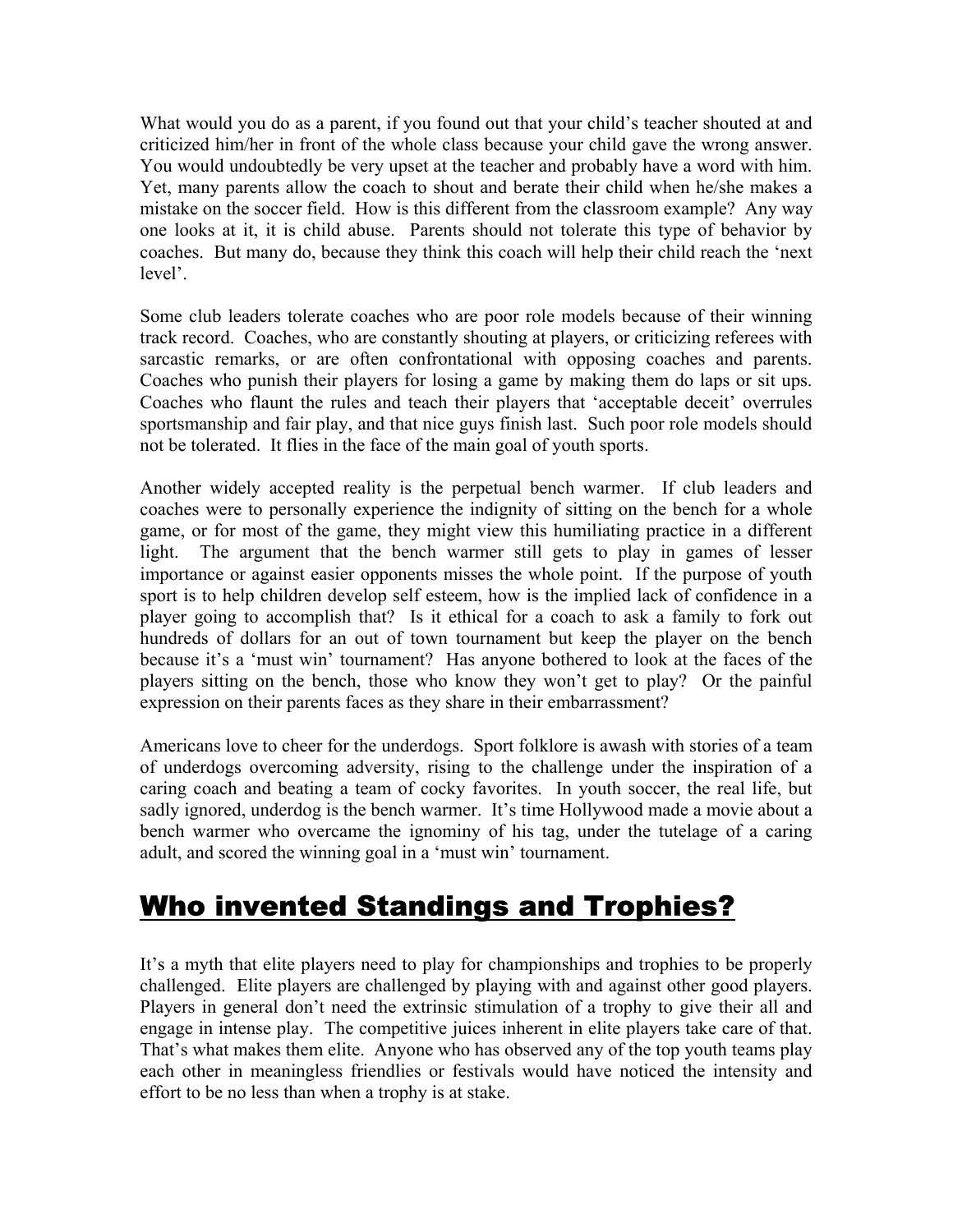What would you do as a parent, if you found out that your child's teacher shouted at and criticized him/her in front of the whole class because your child gave the wrong answer. You would undoubtedly be very upset at the teacher and probably have a word with him. Yet, many parents allow the coach to shout and berate their child when he/she makes a mistake on the soccer field. How is this different from the classroom example? Any way one looks at it, it is child abuse. Parents should not tolerate this type of behavior by coaches. But many do, because they think this coach will help their child reach the 'next level'.

Some club leaders tolerate coaches who are poor role models because of their winning track record. Coaches, who are constantly shouting at players, or criticizing referees with sarcastic remarks, or are often confrontational with opposing coaches and parents. Coaches who punish their players for losing a game by making them do laps or sit ups. Coaches who flaunt the rules and teach their players that 'acceptable deceit' overrules sportsmanship and fair play, and that nice guys finish last. Such poor role models should not be tolerated. It flies in the face of the main goal of youth sports.

Another widely accepted reality is the perpetual bench warmer. If club leaders and coaches were to personally experience the indignity of sitting on the bench for a whole game, or for most of the game, they might view this humiliating practice in a different light. The argument that the bench warmer still gets to play in games of lesser importance or against easier opponents misses the whole point. If the purpose of youth sport is to help children develop self esteem, how is the implied lack of confidence in a player going to accomplish that? Is it ethical for a coach to ask a family to fork out hundreds of dollars for an out of town tournament but keep the player on the bench because it's a 'must win' tournament? Has anyone bothered to look at the faces of the players sitting on the bench, those who know they won't get to play? Or the painful expression on their parents faces as they share in their embarrassment?

Americans love to cheer for the underdogs. Sport folklore is awash with stories of a team of underdogs overcoming adversity, rising to the challenge under the inspiration of a caring coach and beating a team of cocky favorites. In youth soccer, the real life, but sadly ignored, underdog is the bench warmer. It's time Hollywood made a movie about a bench warmer who overcame the ignominy of his tag, under the tutelage of a caring adult, and scored the winning goal in a 'must win' tournament.

# Who invented Standings and Trophies?

It's a myth that elite players need to play for championships and trophies to be properly challenged. Elite players are challenged by playing with and against other good players. Players in general don't need the extrinsic stimulation of a trophy to give their all and engage in intense play. The competitive juices inherent in elite players take care of that. That's what makes them elite. Anyone who has observed any of the top youth teams play each other in meaningless friendlies or festivals would have noticed the intensity and effort to be no less than when a trophy is at stake.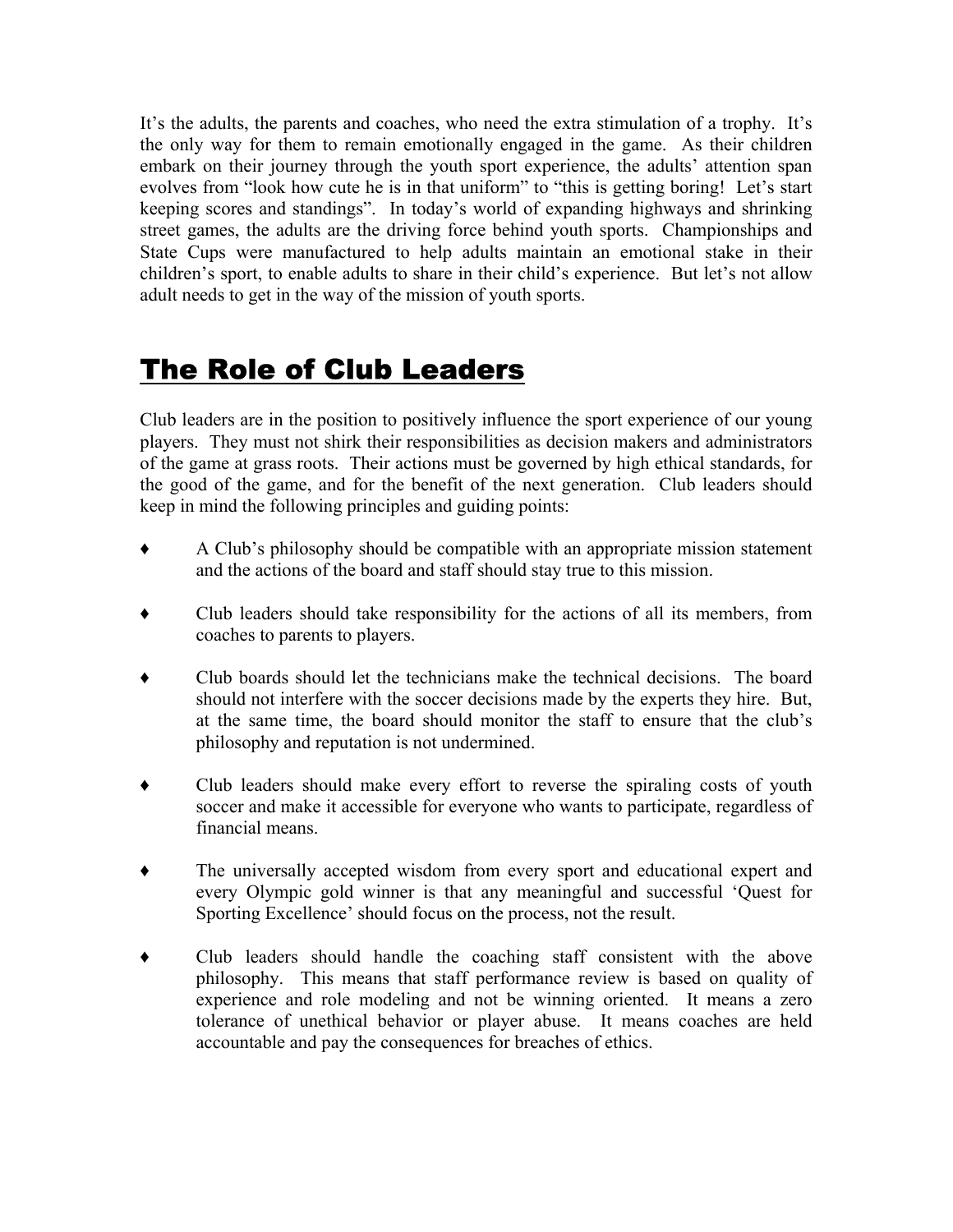It's the adults, the parents and coaches, who need the extra stimulation of a trophy. It's the only way for them to remain emotionally engaged in the game. As their children embark on their journey through the youth sport experience, the adults' attention span evolves from "look how cute he is in that uniform" to "this is getting boring! Let's start keeping scores and standings". In today's world of expanding highways and shrinking street games, the adults are the driving force behind youth sports. Championships and State Cups were manufactured to help adults maintain an emotional stake in their children's sport, to enable adults to share in their child's experience. But let's not allow adult needs to get in the way of the mission of youth sports.

## The Role of Club Leaders

Club leaders are in the position to positively influence the sport experience of our young players. They must not shirk their responsibilities as decision makers and administrators of the game at grass roots. Their actions must be governed by high ethical standards, for the good of the game, and for the benefit of the next generation. Club leaders should keep in mind the following principles and guiding points:

- A Club's philosophy should be compatible with an appropriate mission statement and the actions of the board and staff should stay true to this mission.

- Club leaders should take responsibility for the actions of all its members, from coaches to parents to players.

- Club boards should let the technicians make the technical decisions. The board should not interfere with the soccer decisions made by the experts they hire. But, at the same time, the board should monitor the staff to ensure that the club's philosophy and reputation is not undermined.

- Club leaders should make every effort to reverse the spiraling costs of youth soccer and make it accessible for everyone who wants to participate, regardless of financial means.

- The universally accepted wisdom from every sport and educational expert and every Olympic gold winner is that any meaningful and successful 'Quest for Sporting Excellence' should focus on the process, not the result.

- Club leaders should handle the coaching staff consistent with the above philosophy. This means that staff performance review is based on quality of experience and role modeling and not be winning oriented. It means a zero tolerance of unethical behavior or player abuse. It means coaches are held accountable and pay the consequences for breaches of ethics.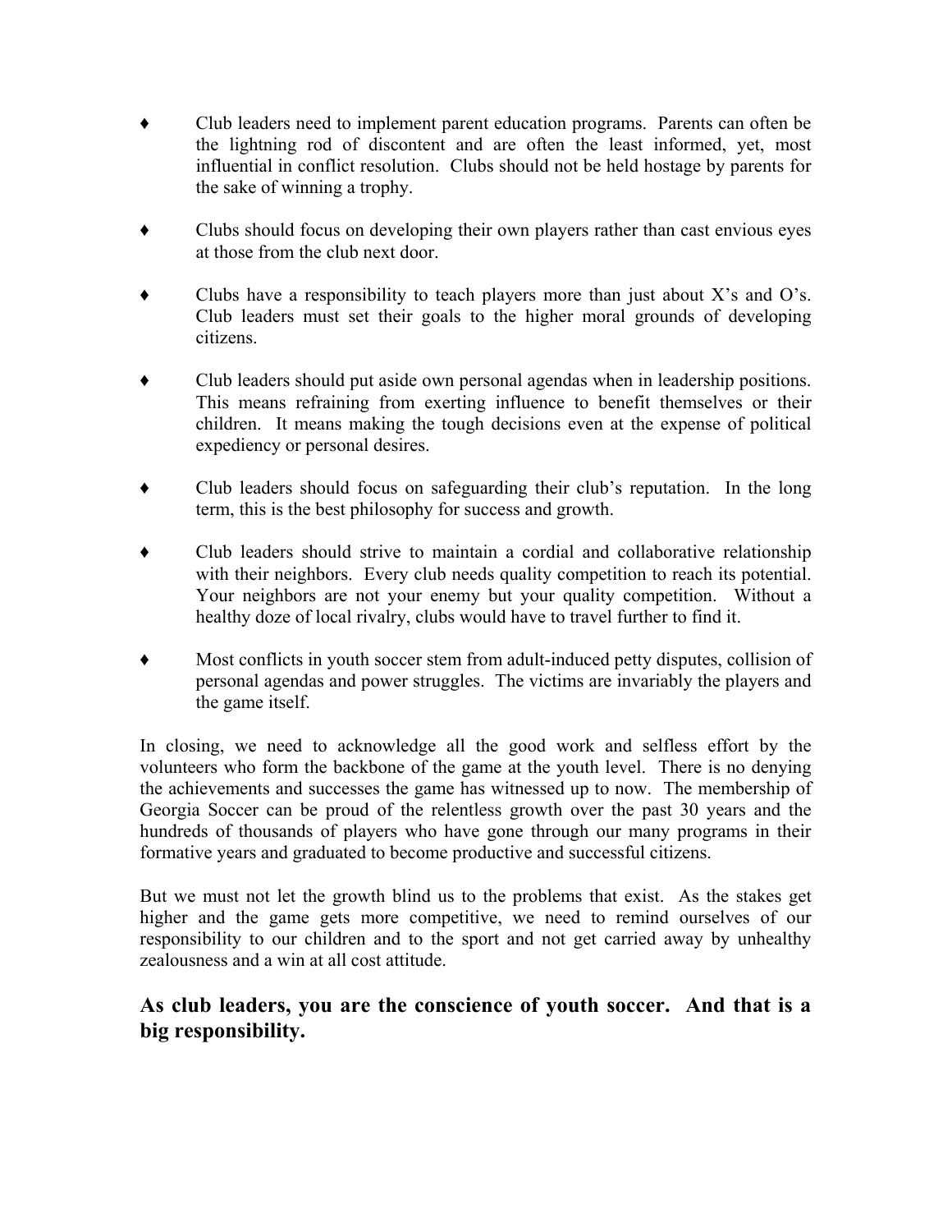- Club leaders need to implement parent education programs. Parents can often be the lightning rod of discontent and are often the least informed, yet, most influential in conflict resolution. Clubs should not be held hostage by parents for the sake of winning a trophy.

- Clubs should focus on developing their own players rather than cast envious eyes at those from the club next door.

- Clubs have a responsibility to teach players more than just about X's and O's. Club leaders must set their goals to the higher moral grounds of developing citizens.

- Club leaders should put aside own personal agendas when in leadership positions. This means refraining from exerting influence to benefit themselves or their children. It means making the tough decisions even at the expense of political expediency or personal desires.

- Club leaders should focus on safeguarding their club's reputation. In the long term, this is the best philosophy for success and growth.

- Club leaders should strive to maintain a cordial and collaborative relationship with their neighbors. Every club needs quality competition to reach its potential. Your neighbors are not your enemy but your quality competition. Without a healthy doze of local rivalry, clubs would have to travel further to find it.

- Most conflicts in youth soccer stem from adult-induced petty disputes, collision of personal agendas and power struggles. The victims are invariably the players and the game itself.

In closing, we need to acknowledge all the good work and selfless effort by the volunteers who form the backbone of the game at the youth level. There is no denying the achievements and successes the game has witnessed up to now. The membership of Georgia Soccer can be proud of the relentless growth over the past 30 years and the hundreds of thousands of players who have gone through our many programs in their formative years and graduated to become productive and successful citizens.

But we must not let the growth blind us to the problems that exist. As the stakes get higher and the game gets more competitive, we need to remind ourselves of our responsibility to our children and to the sport and not get carried away by unhealthy zealousness and a win at all cost attitude.

**As club leaders, you are the conscience of youth soccer. And that is a big responsibility.**